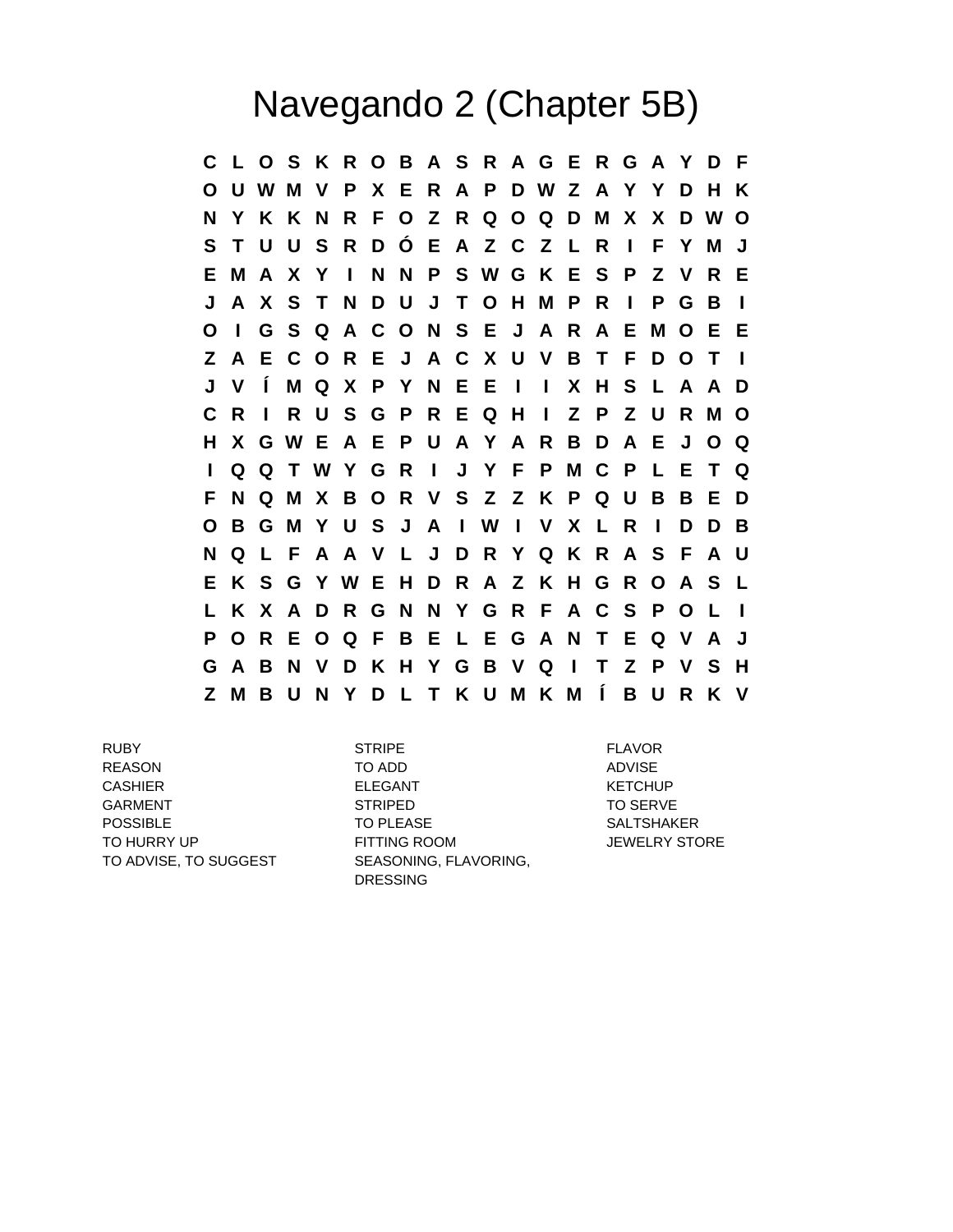# Navegando 2 (Chapter 5B)

```
C L O S K R O B A S R A G E R G A Y D F
O U W M V P X E R A P D W Z A Y Y D H K
N Y K K N R F O Z R Q O Q D M X X D W O
S T U U S R D Ó E A Z C Z L R I F Y M J
E M A X Y I N N P S W G K E S P Z V R E
J A X S T N D U J T O H M P R I P G B I
O I G S Q A C O N S E J A R A E M O E E
Z A E C O R E J A C X U V B T F D O T I
J V Í M Q X P Y N E E I I X H S L A A D
C R I R U S G P R E Q H I Z P Z U R M O
H X G W E A E P U A Y A R B D A E J O Q
I Q Q T W Y G R I J Y F P M C P L E T Q
F N Q M X B O R V S Z Z K P Q U B B E D
O B G M Y U S J A I W I V X L R I D D B
N Q L F A A V L J D R Y Q K R A S F A U
E K S G Y W E H D R A Z K H G R O A S L
L K X A D R G N N Y G R F A C S P O L I
P O R E O Q F B E L E G A N T E Q V A J
G A B N V D K H Y G B V Q I T Z P V S H
Z M B U N Y D L T K U M K M Í B U R K V
```

RUBY
REASON
CASHIER
GARMENT
POSSIBLE
TO HURRY UP
TO ADVISE, TO SUGGEST

STRIPE
TO ADD
ELEGANT
STRIPED
TO PLEASE
FITTING ROOM
SEASONING, FLAVORING, DRESSING

FLAVOR
ADVISE
KETCHUP
TO SERVE
SALTSHAKER
JEWELRY STORE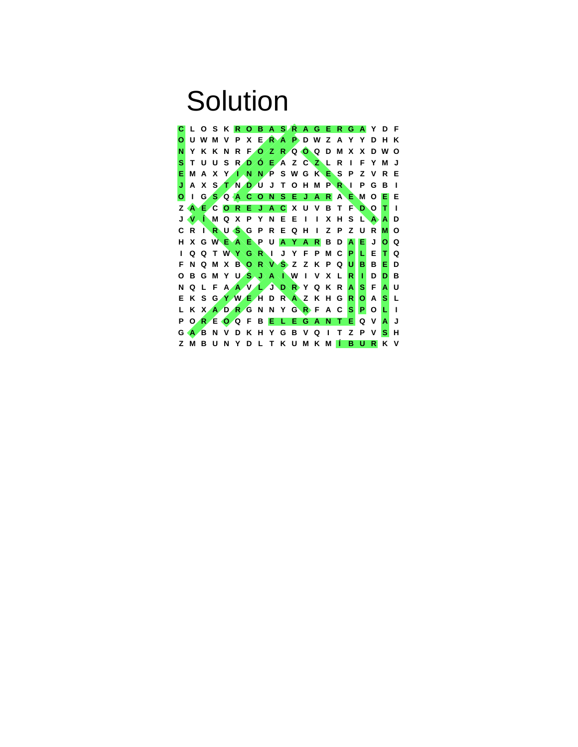# Solution

| | | | | | | | | | | | | | | | | | | | |
|---|---|---|---|---|---|---|---|---|---|---|---|---|---|---|---|---|---|---|---|
| C | L | O | S | K | R | O | B | A | S | R | A | G | E | R | G | A | Y | D | F |
| O | U | W | M | V | P | X | E | R | A | P | D | W | Z | A | Y | Y | D | H | K |
| N | Y | K | K | N | R | F | O | Z | R | Q | O | Q | D | M | X | X | D | W | O |
| S | T | U | U | S | R | D | Ó | E | A | Z | C | Z | L | R | I | F | Y | M | J |
| E | M | A | X | Y | Í | N | N | P | S | W | G | K | E | S | P | Z | V | R | E |
| J | A | X | S | T | N | D | U | J | T | O | H | M | P | R | I | P | G | B | I |
| O | I | G | S | Q | A | C | O | N | S | E | J | A | R | A | E | M | O | E | E |
| Z | A | E | C | O | R | E | J | A | C | X | U | V | B | T | F | D | O | T | I |
| J | V | Í | M | Q | X | P | Y | N | E | E | I | I | X | H | S | L | A | A | D |
| C | R | I | R | U | S | G | P | R | E | Q | H | I | Z | P | Z | U | R | M | O |
| H | X | G | W | E | A | E | P | U | A | Y | A | R | B | D | A | E | J | O | Q |
| I | Q | Q | T | W | Y | G | R | I | J | Y | F | P | M | C | P | L | E | T | Q |
| F | N | Q | M | X | B | O | R | V | S | Z | Z | K | P | Q | U | B | B | E | D |
| O | B | G | M | Y | U | S | J | A | I | W | I | V | X | L | R | I | D | D | B |
| N | Q | L | F | A | A | V | L | J | D | R | Y | Q | K | R | A | S | F | A | U |
| E | K | S | G | Y | W | E | H | D | R | A | Z | K | H | G | R | O | A | S | L |
| L | K | X | A | D | R | G | N | N | Y | G | R | F | A | C | S | P | O | L | I |
| P | O | R | E | O | Q | F | B | E | L | E | G | A | N | T | E | Q | V | A | J |
| G | A | B | N | V | D | K | H | Y | G | B | V | Q | I | T | Z | P | V | S | H |
| Z | M | B | U | N | Y | D | L | T | K | U | M | K | M | Í | B | U | R | K | V |